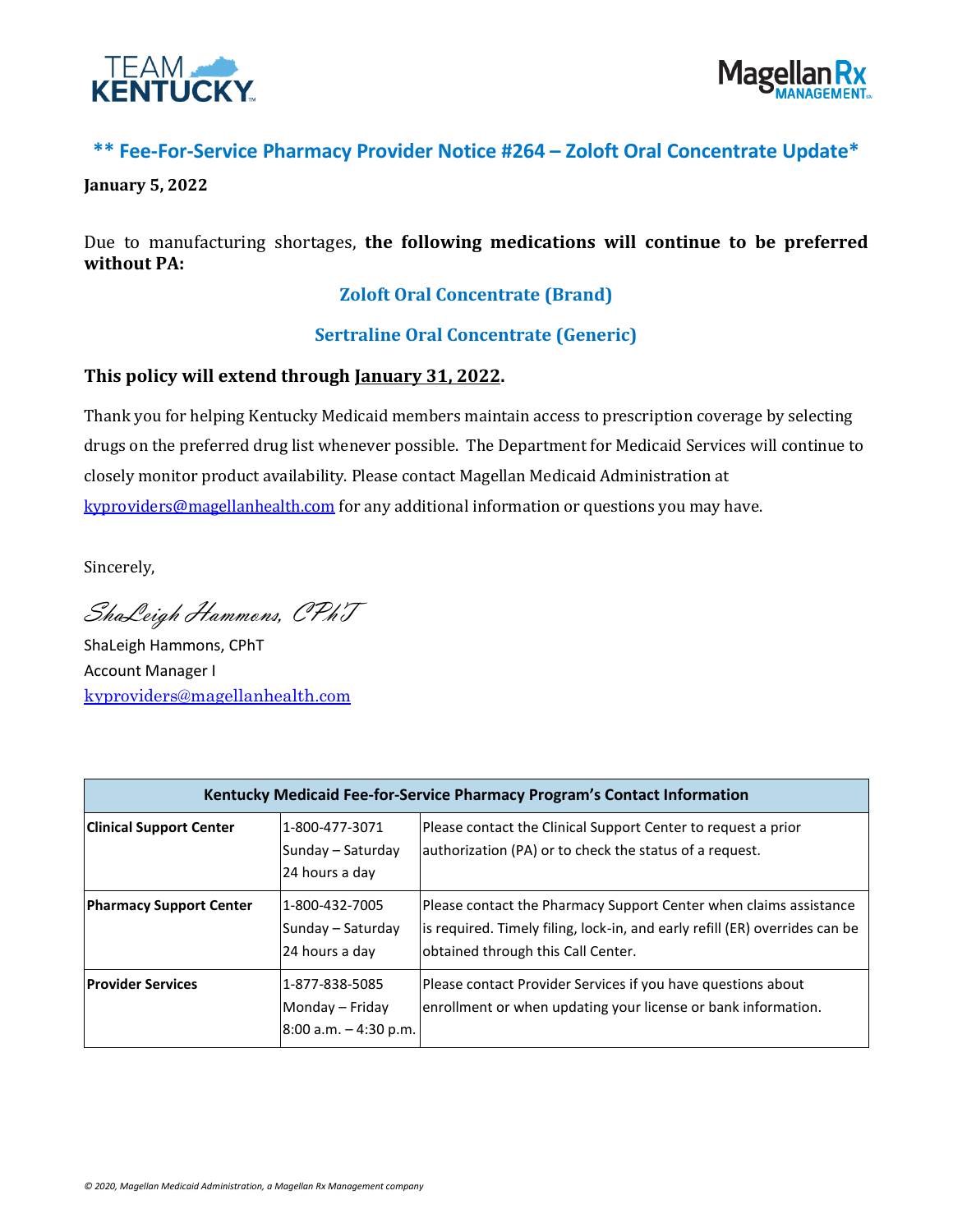TEAM KENTUCKY

Magellan Rx MANAGEMENT

## ** Fee-For-Service Pharmacy Provider Notice #264 – Zoloft Oral Concentrate Update*

**January 5, 2022**

Due to manufacturing shortages, **the following medications will continue to be preferred without PA:**

**Zoloft Oral Concentrate (Brand)**

**Sertraline Oral Concentrate (Generic)**

**This policy will extend through January 31, 2022.**

Thank you for helping Kentucky Medicaid members maintain access to prescription coverage by selecting drugs on the preferred drug list whenever possible. The Department for Medicaid Services will continue to closely monitor product availability. Please contact Magellan Medicaid Administration at kyproviders@magellanhealth.com for any additional information or questions you may have.

Sincerely,

*ShaLeigh Hammons, CPhT*

ShaLeigh Hammons, CPhT
Account Manager I
kyproviders@magellanhealth.com

| Kentucky Medicaid Fee-for-Service Pharmacy Program's Contact Information | | |
|---|---|---|
| **Clinical Support Center** | 1-800-477-3071<br>Sunday – Saturday<br>24 hours a day | Please contact the Clinical Support Center to request a prior authorization (PA) or to check the status of a request. |
| **Pharmacy Support Center** | 1-800-432-7005<br>Sunday – Saturday<br>24 hours a day | Please contact the Pharmacy Support Center when claims assistance is required. Timely filing, lock-in, and early refill (ER) overrides can be obtained through this Call Center. |
| **Provider Services** | 1-877-838-5085<br>Monday – Friday<br>8:00 a.m. – 4:30 p.m. | Please contact Provider Services if you have questions about enrollment or when updating your license or bank information. |

*© 2020, Magellan Medicaid Administration, a Magellan Rx Management company*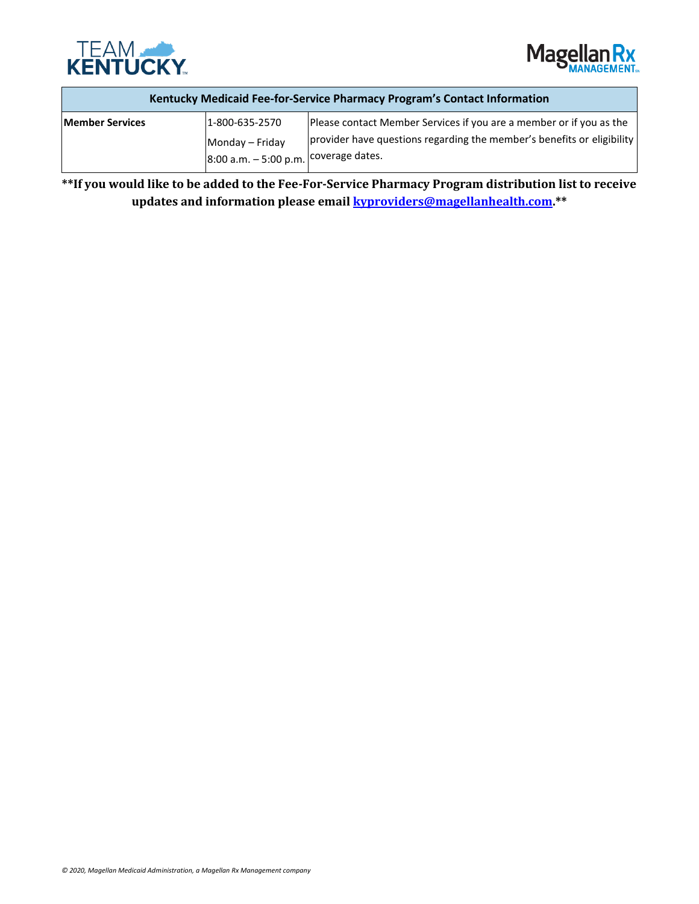| Kentucky Medicaid Fee-for-Service Pharmacy Program's Contact Information | | |
|---|---|---|
| **Member Services** | 1-800-635-2570<br>Monday – Friday<br>8:00 a.m. – 5:00 p.m. | Please contact Member Services if you are a member or if you as the provider have questions regarding the member's benefits or eligibility coverage dates. |

**\*\*If you would like to be added to the Fee-For-Service Pharmacy Program distribution list to receive updates and information please email kyproviders@magellanhealth.com.\*\***

*© 2020, Magellan Medicaid Administration, a Magellan Rx Management company*